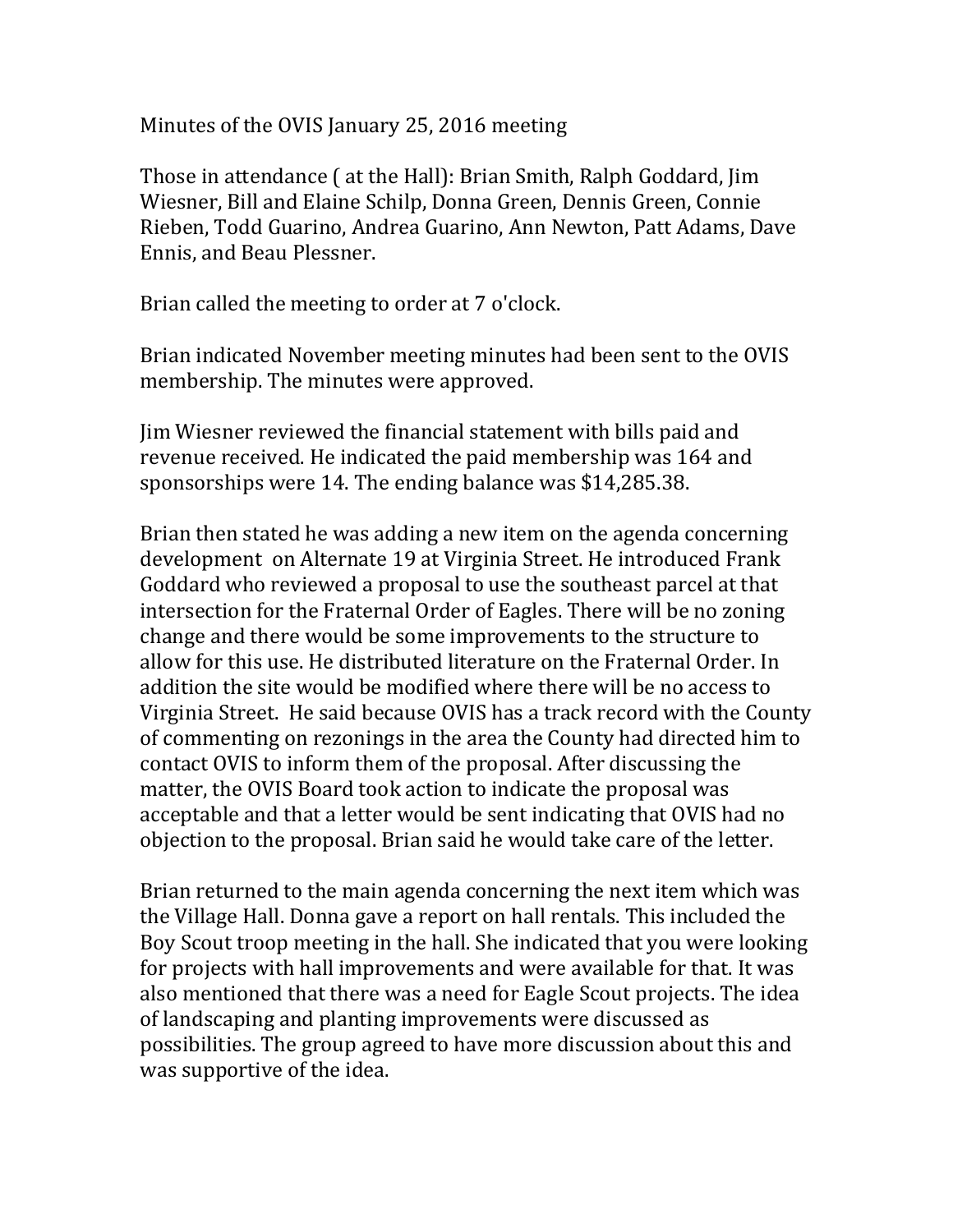Minutes of the OVIS January 25, 2016 meeting

Those in attendance ( at the Hall): Brian Smith, Ralph Goddard, Jim Wiesner, Bill and Elaine Schilp, Donna Green, Dennis Green, Connie Rieben, Todd Guarino, Andrea Guarino, Ann Newton, Patt Adams, Dave Ennis, and Beau Plessner.

Brian called the meeting to order at 7 o'clock.

Brian indicated November meeting minutes had been sent to the OVIS membership. The minutes were approved.

Jim Wiesner reviewed the financial statement with bills paid and revenue received. He indicated the paid membership was 164 and sponsorships were 14. The ending balance was $14,285.38.

Brian then stated he was adding a new item on the agenda concerning development on Alternate 19 at Virginia Street. He introduced Frank Goddard who reviewed a proposal to use the southeast parcel at that intersection for the Fraternal Order of Eagles. There will be no zoning change and there would be some improvements to the structure to allow for this use. He distributed literature on the Fraternal Order. In addition the site would be modified where there will be no access to Virginia Street. He said because OVIS has a track record with the County of commenting on rezonings in the area the County had directed him to contact OVIS to inform them of the proposal. After discussing the matter, the OVIS Board took action to indicate the proposal was acceptable and that a letter would be sent indicating that OVIS had no objection to the proposal. Brian said he would take care of the letter.

Brian returned to the main agenda concerning the next item which was the Village Hall. Donna gave a report on hall rentals. This included the Boy Scout troop meeting in the hall. She indicated that you were looking for projects with hall improvements and were available for that. It was also mentioned that there was a need for Eagle Scout projects. The idea of landscaping and planting improvements were discussed as possibilities. The group agreed to have more discussion about this and was supportive of the idea.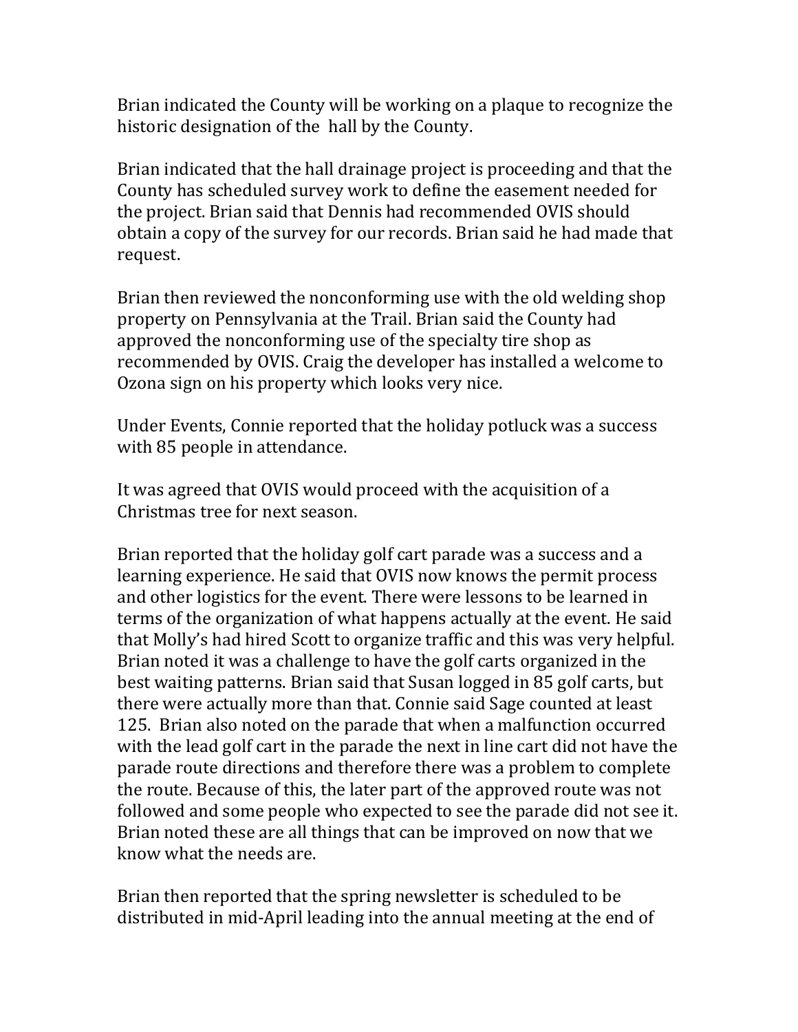Brian indicated the County will be working on a plaque to recognize the historic designation of the  hall by the County.

Brian indicated that the hall drainage project is proceeding and that the County has scheduled survey work to define the easement needed for the project. Brian said that Dennis had recommended OVIS should obtain a copy of the survey for our records. Brian said he had made that request.

Brian then reviewed the nonconforming use with the old welding shop property on Pennsylvania at the Trail. Brian said the County had approved the nonconforming use of the specialty tire shop as recommended by OVIS. Craig the developer has installed a welcome to Ozona sign on his property which looks very nice.

Under Events, Connie reported that the holiday potluck was a success with 85 people in attendance.

It was agreed that OVIS would proceed with the acquisition of a Christmas tree for next season.

Brian reported that the holiday golf cart parade was a success and a learning experience. He said that OVIS now knows the permit process and other logistics for the event. There were lessons to be learned in terms of the organization of what happens actually at the event. He said that Molly's had hired Scott to organize traffic and this was very helpful. Brian noted it was a challenge to have the golf carts organized in the best waiting patterns. Brian said that Susan logged in 85 golf carts, but there were actually more than that. Connie said Sage counted at least 125.  Brian also noted on the parade that when a malfunction occurred with the lead golf cart in the parade the next in line cart did not have the parade route directions and therefore there was a problem to complete the route. Because of this, the later part of the approved route was not followed and some people who expected to see the parade did not see it. Brian noted these are all things that can be improved on now that we know what the needs are.

Brian then reported that the spring newsletter is scheduled to be distributed in mid-April leading into the annual meeting at the end of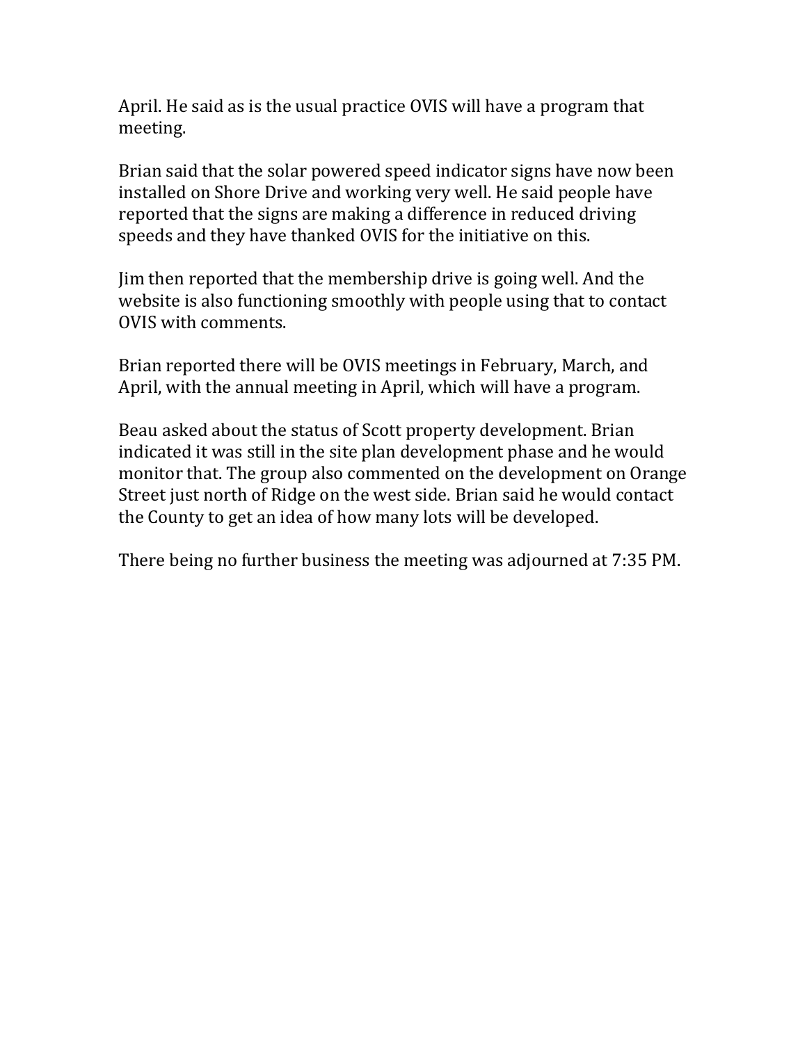April. He said as is the usual practice OVIS will have a program that meeting.

Brian said that the solar powered speed indicator signs have now been installed on Shore Drive and working very well. He said people have reported that the signs are making a difference in reduced driving speeds and they have thanked OVIS for the initiative on this.

Jim then reported that the membership drive is going well. And the website is also functioning smoothly with people using that to contact OVIS with comments.

Brian reported there will be OVIS meetings in February, March, and April, with the annual meeting in April, which will have a program.

Beau asked about the status of Scott property development. Brian indicated it was still in the site plan development phase and he would monitor that. The group also commented on the development on Orange Street just north of Ridge on the west side. Brian said he would contact the County to get an idea of how many lots will be developed.

There being no further business the meeting was adjourned at 7:35 PM.